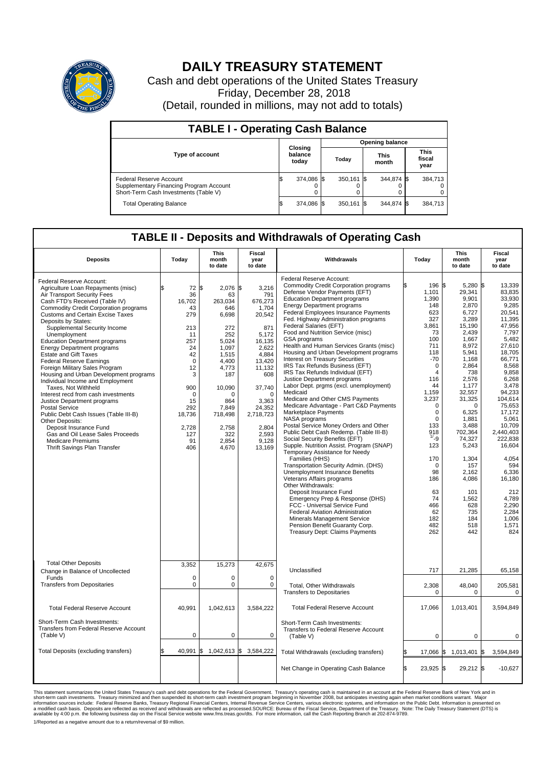# DAILY TREASURY STATEMENT

Cash and debt operations of the United States Treasury

Friday, December 28, 2018

(Detail, rounded in millions, may not add to totals)

## TABLE I - Operating Cash Balance

| Type of account | Closing balance today | Opening balance Today | Opening balance This month | Opening balance This fiscal year |
|---|---|---|---|---|
| Federal Reserve Account | $ 374,086 | $ 350,161 | $ 344,874 | $ 384,713 |
| Supplementary Financing Program Account | 0 | 0 | 0 | 0 |
| Short-Term Cash Investments (Table V) | 0 | 0 | 0 | 0 |
| Total Operating Balance | $ 374,086 | $ 350,161 | $ 344,874 | $ 384,713 |

## TABLE II - Deposits and Withdrawals of Operating Cash

| Deposits | Today | This month to date | Fiscal year to date |
|---|---|---|---|
| Federal Reserve Account: | | | |
| Agriculture Loan Repayments (misc) | $ 72 | $ 2,076 | $ 3,216 |
| Air Transport Security Fees | 36 | 63 | 791 |
| Cash FTD's Received (Table IV) | 16,702 | 263,034 | 676,273 |
| Commodity Credit Corporation programs | 43 | 646 | 1,704 |
| Customs and Certain Excise Taxes | 279 | 6,698 | 20,542 |
| Deposits by States: | | | |
| Supplemental Security Income | 213 | 272 | 871 |
| Unemployment | 11 | 252 | 5,172 |
| Education Department programs | 257 | 5,024 | 16,135 |
| Energy Department programs | 24 | 1,097 | 2,622 |
| Estate and Gift Taxes | 42 | 1,515 | 4,884 |
| Federal Reserve Earnings | 0 | 4,400 | 13,420 |
| Foreign Military Sales Program | 12 | 4,773 | 11,132 |
| Housing and Urban Development programs | 3 | 187 | 608 |
| Individual Income and Employment Taxes, Not Withheld | 900 | 10,090 | 37,740 |
| Interest recd from cash investments | 0 | 0 | 0 |
| Justice Department programs | 15 | 864 | 3,363 |
| Postal Service | 292 | 7,849 | 24,352 |
| Public Debt Cash Issues (Table III-B) | 18,736 | 718,498 | 2,718,723 |
| Other Deposits: | | | |
| Deposit Insurance Fund | 2,728 | 2,758 | 2,804 |
| Gas and Oil Lease Sales Proceeds | 127 | 322 | 2,593 |
| Medicare Premiums | 91 | 2,854 | 9,128 |
| Thrift Savings Plan Transfer | 406 | 4,670 | 13,169 |
| Total Other Deposits | 3,352 | 15,273 | 42,675 |
| Change in Balance of Uncollected Funds | 0 | 0 | 0 |
| Transfers from Depositaries | 0 | 0 | 0 |
| Total Federal Reserve Account | 40,991 | 1,042,613 | 3,584,222 |
| Short-Term Cash Investments: Transfers from Federal Reserve Account (Table V) | 0 | 0 | 0 |
| Total Deposits (excluding transfers) | $ 40,991 | $ 1,042,613 | $ 3,584,222 |

| Withdrawals | Today | This month to date | Fiscal year to date |
|---|---|---|---|
| Federal Reserve Account: | | | |
| Commodity Credit Corporation programs | $ 196 | $ 5,280 | $ 13,339 |
| Defense Vendor Payments (EFT) | 1,101 | 29,341 | 83,835 |
| Education Department programs | 1,390 | 9,901 | 33,930 |
| Energy Department programs | 148 | 2,870 | 9,285 |
| Federal Employees Insurance Payments | 623 | 6,727 | 20,541 |
| Fed. Highway Administration programs | 327 | 3,289 | 11,395 |
| Federal Salaries (EFT) | 3,861 | 15,190 | 47,956 |
| Food and Nutrition Service (misc) | 73 | 2,439 | 7,797 |
| GSA programs | 100 | 1,667 | 5,482 |
| Health and Human Services Grants (misc) | 711 | 8,972 | 27,610 |
| Housing and Urban Development programs | 118 | 5,941 | 18,705 |
| Interest on Treasury Securities | -70 | 1,168 | 66,771 |
| IRS Tax Refunds Business (EFT) | 0 | 2,864 | 8,568 |
| IRS Tax Refunds Individual (EFT) | 4 | 738 | 9,858 |
| Justice Department programs | 116 | 2,576 | 6,268 |
| Labor Dept. prgms (excl. unemployment) | 44 | 1,177 | 3,478 |
| Medicaid | 1,159 | 32,557 | 94,233 |
| Medicare and Other CMS Payments | 3,237 | 31,325 | 104,614 |
| Medicare Advantage - Part C&D Payments | 0 | 0 | 75,653 |
| Marketplace Payments | 0 | 6,325 | 17,172 |
| NASA programs | 0 | 1,881 | 5,061 |
| Postal Service Money Orders and Other | 133 | 3,488 | 10,709 |
| Public Debt Cash Redemp. (Table III-B) | 918 | 702,364 | 2,440,403 |
| Social Security Benefits (EFT) | [1/] -9 | 74,327 | 222,838 |
| Supple. Nutrition Assist. Program (SNAP) | 123 | 5,243 | 16,604 |
| Temporary Assistance for Needy Families (HHS) | 170 | 1,304 | 4,054 |
| Transportation Security Admin. (DHS) | 0 | 157 | 594 |
| Unemployment Insurance Benefits | 98 | 2,162 | 6,336 |
| Veterans Affairs programs | 186 | 4,086 | 16,180 |
| Other Withdrawals: | | | |
| Deposit Insurance Fund | 63 | 101 | 212 |
| Emergency Prep & Response (DHS) | 74 | 1,562 | 4,789 |
| FCC - Universal Service Fund | 466 | 628 | 2,290 |
| Federal Aviation Administration | 62 | 735 | 2,284 |
| Minerals Management Service | 182 | 184 | 1,006 |
| Pension Benefit Guaranty Corp. | 482 | 518 | 1,571 |
| Treasury Dept: Claims Payments | 262 | 442 | 824 |
| Unclassified | 717 | 21,285 | 65,158 |
| Total, Other Withdrawals | 2,308 | 48,040 | 205,581 |
| Transfers to Depositaries | 0 | 0 | 0 |
| Total Federal Reserve Account | 17,066 | 1,013,401 | 3,594,849 |
| Short-Term Cash Investments: Transfers to Federal Reserve Account (Table V) | 0 | 0 | 0 |
| Total Withdrawals (excluding transfers) | $ 17,066 | $ 1,013,401 | $ 3,594,849 |
| Net Change in Operating Cash Balance | $ 23,925 | $ 29,212 | $ -10,627 |

This statement summarizes the United States Treasury's cash and debt operations for the Federal Government. Treasury's operating cash is maintained in an account at the Federal Reserve Bank of New York and in short-term cash investments. Treasury minimized and then suspended its short-term cash investment program beginning in November 2008, but anticipates investing again when market conditions warrant. Major information sources include: Federal Reserve Banks, Treasury Regional Financial Centers, Internal Revenue Service Centers, various electronic systems, and information on the Public Debt. Information is presented on a modified cash basis. Deposits are reflected as received and withdrawals are reflected as processed.SOURCE: Bureau of the Fiscal Service, Department of the Treasury. Note: The Daily Treasury Statement (DTS) is available by 4:00 p.m. the following business day on the Fiscal Service website www.fms.treas.gov/dts. For more information, call the Cash Reporting Branch at 202-874-9789.

1/Reported as a negative amount due to a return/reversal of $9 million.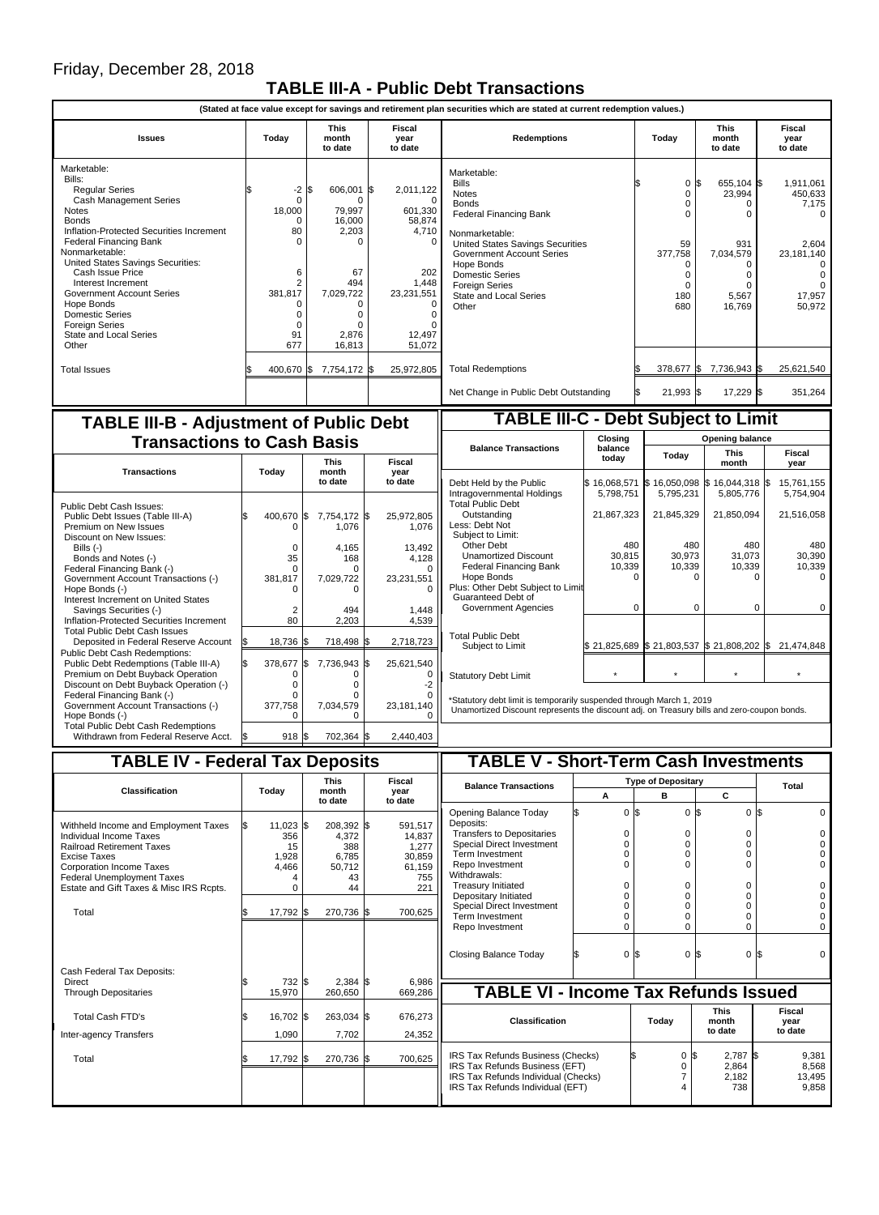Friday, December 28, 2018

# TABLE III-A - Public Debt Transactions

(Stated at face value except for savings and retirement plan securities which are stated at current redemption values.)

| Issues | Today | This month to date | Fiscal year to date |
|---|---|---|---|
| Marketable: | | | |
| Bills: | | | |
| Regular Series | $ -2 | $ 606,001 | $ 2,011,122 |
| Cash Management Series | 0 | 0 | 0 |
| Notes | 18,000 | 79,997 | 601,330 |
| Bonds | 0 | 16,000 | 58,874 |
| Inflation-Protected Securities Increment | 80 | 2,203 | 4,710 |
| Federal Financing Bank | 0 | 0 | 0 |
| Nonmarketable: | | | |
| United States Savings Securities: | | | |
| Cash Issue Price | 6 | 67 | 202 |
| Interest Increment | 2 | 494 | 1,448 |
| Government Account Series | 381,817 | 7,029,722 | 23,231,551 |
| Hope Bonds | 0 | 0 | 0 |
| Domestic Series | 0 | 0 | 0 |
| Foreign Series | 0 | 0 | 0 |
| State and Local Series | 91 | 2,876 | 12,497 |
| Other | 677 | 16,813 | 51,072 |
| Total Issues | $ 400,670 | $ 7,754,172 | $ 25,972,805 |

| Redemptions | Today | This month to date | Fiscal year to date |
|---|---|---|---|
| Marketable: | | | |
| Bills | $ 0 | $ 655,104 | $ 1,911,061 |
| Notes | 0 | 23,994 | 450,633 |
| Bonds | 0 | 0 | 7,175 |
| Federal Financing Bank | 0 | 0 | 0 |
| Nonmarketable: | | | |
| United States Savings Securities | 59 | 931 | 2,604 |
| Government Account Series | 377,758 | 7,034,579 | 23,181,140 |
| Hope Bonds | 0 | 0 | 0 |
| Domestic Series | 0 | 0 | 0 |
| Foreign Series | 0 | 0 | 0 |
| State and Local Series | 180 | 5,567 | 17,957 |
| Other | 680 | 16,769 | 50,972 |
| Total Redemptions | $ 378,677 | $ 7,736,943 | $ 25,621,540 |
| Net Change in Public Debt Outstanding | $ 21,993 | $ 17,229 | $ 351,264 |

# TABLE III-B - Adjustment of Public Debt Transactions to Cash Basis

| Transactions | Today | This month to date | Fiscal year to date |
|---|---|---|---|
| Public Debt Cash Issues: | | | |
| Public Debt Issues (Table III-A) | $ 400,670 | $ 7,754,172 | $ 25,972,805 |
| Premium on New Issues | 0 | 1,076 | 1,076 |
| Discount on New Issues: | | | |
| Bills (-) | 0 | 4,165 | 13,492 |
| Bonds and Notes (-) | 35 | 168 | 4,128 |
| Federal Financing Bank (-) | 0 | 0 | 0 |
| Government Account Transactions (-) | 381,817 | 7,029,722 | 23,231,551 |
| Hope Bonds (-) | 0 | 0 | 0 |
| Interest Increment on United States Savings Securities (-) | 2 | 494 | 1,448 |
| Inflation-Protected Securities Increment | 80 | 2,203 | 4,539 |
| Total Public Debt Cash Issues Deposited in Federal Reserve Account | $ 18,736 | $ 718,498 | $ 2,718,723 |
| Public Debt Cash Redemptions: | | | |
| Public Debt Redemptions (Table III-A) | $ 378,677 | $ 7,736,943 | $ 25,621,540 |
| Premium on Debt Buyback Operation | 0 | 0 | 0 |
| Discount on Debt Buyback Operation (-) | 0 | 0 | -2 |
| Federal Financing Bank (-) | 0 | 0 | 0 |
| Government Account Transactions (-) | 377,758 | 7,034,579 | 23,181,140 |
| Hope Bonds (-) | 0 | 0 | 0 |
| Total Public Debt Cash Redemptions Withdrawn from Federal Reserve Acct. | $ 918 | $ 702,364 | $ 2,440,403 |

# TABLE III-C - Debt Subject to Limit

| Balance Transactions | Closing balance today | Opening balance Today | Opening balance This month | Opening balance Fiscal year |
|---|---|---|---|---|
| Debt Held by the Public | $ 16,068,571 | $ 16,050,098 | $ 16,044,318 | $ 15,761,155 |
| Intragovernmental Holdings | 5,798,751 | 5,795,231 | 5,805,776 | 5,754,904 |
| Total Public Debt Outstanding | 21,867,323 | 21,845,329 | 21,850,094 | 21,516,058 |
| Less: Debt Not Subject to Limit: | | | | |
| Other Debt | 480 | 480 | 480 | 480 |
| Unamortized Discount | 30,815 | 30,973 | 31,073 | 30,390 |
| Federal Financing Bank | 10,339 | 10,339 | 10,339 | 10,339 |
| Hope Bonds | 0 | 0 | 0 | 0 |
| Plus: Other Debt Subject to Limit | | | | |
| Guaranteed Debt of Government Agencies | 0 | 0 | 0 | 0 |
| Total Public Debt Subject to Limit | $ 21,825,689 | $ 21,803,537 | $ 21,808,202 | $ 21,474,848 |
| Statutory Debt Limit | * | * | * | * |

*Statutory debt limit is temporarily suspended through March 1, 2019
Unamortized Discount represents the discount adj. on Treasury bills and zero-coupon bonds.

# TABLE IV - Federal Tax Deposits

| Classification | Today | This month to date | Fiscal year to date |
|---|---|---|---|
| Withheld Income and Employment Taxes | $ 11,023 | $ 208,392 | $ 591,517 |
| Individual Income Taxes | 356 | 4,372 | 14,837 |
| Railroad Retirement Taxes | 15 | 388 | 1,277 |
| Excise Taxes | 1,928 | 6,785 | 30,859 |
| Corporation Income Taxes | 4,466 | 50,712 | 61,159 |
| Federal Unemployment Taxes | 4 | 43 | 755 |
| Estate and Gift Taxes & Misc IRS Rcpts. | 0 | 44 | 221 |
| Total | $ 17,792 | $ 270,736 | $ 700,625 |
| Cash Federal Tax Deposits: | | | |
| Direct | $ 732 | $ 2,384 | $ 6,986 |
| Through Depositaries | 15,970 | 260,650 | 669,286 |
| Total Cash FTD's | $ 16,702 | $ 263,034 | $ 676,273 |
| Inter-agency Transfers | 1,090 | 7,702 | 24,352 |
| Total | $ 17,792 | $ 270,736 | $ 700,625 |

# TABLE V - Short-Term Cash Investments

| Balance Transactions | Type of Depositary A | B | C | Total |
|---|---|---|---|---|
| Opening Balance Today | $ 0 | $ 0 | $ 0 | $ 0 |
| Deposits: | | | | |
| Transfers to Depositaries | 0 | 0 | 0 | 0 |
| Special Direct Investment | 0 | 0 | 0 | 0 |
| Term Investment | 0 | 0 | 0 | 0 |
| Repo Investment | 0 | 0 | 0 | 0 |
| Withdrawals: | | | | |
| Treasury Initiated | 0 | 0 | 0 | 0 |
| Depositary Initiated | 0 | 0 | 0 | 0 |
| Special Direct Investment | 0 | 0 | 0 | 0 |
| Term Investment | 0 | 0 | 0 | 0 |
| Repo Investment | 0 | 0 | 0 | 0 |
| Closing Balance Today | $ 0 | $ 0 | $ 0 | $ 0 |

# TABLE VI - Income Tax Refunds Issued

| Classification | Today | This month to date | Fiscal year to date |
|---|---|---|---|
| IRS Tax Refunds Business (Checks) | $ 0 | $ 2,787 | $ 9,381 |
| IRS Tax Refunds Business (EFT) | 0 | 2,864 | 8,568 |
| IRS Tax Refunds Individual (Checks) | 7 | 2,182 | 13,495 |
| IRS Tax Refunds Individual (EFT) | 4 | 738 | 9,858 |